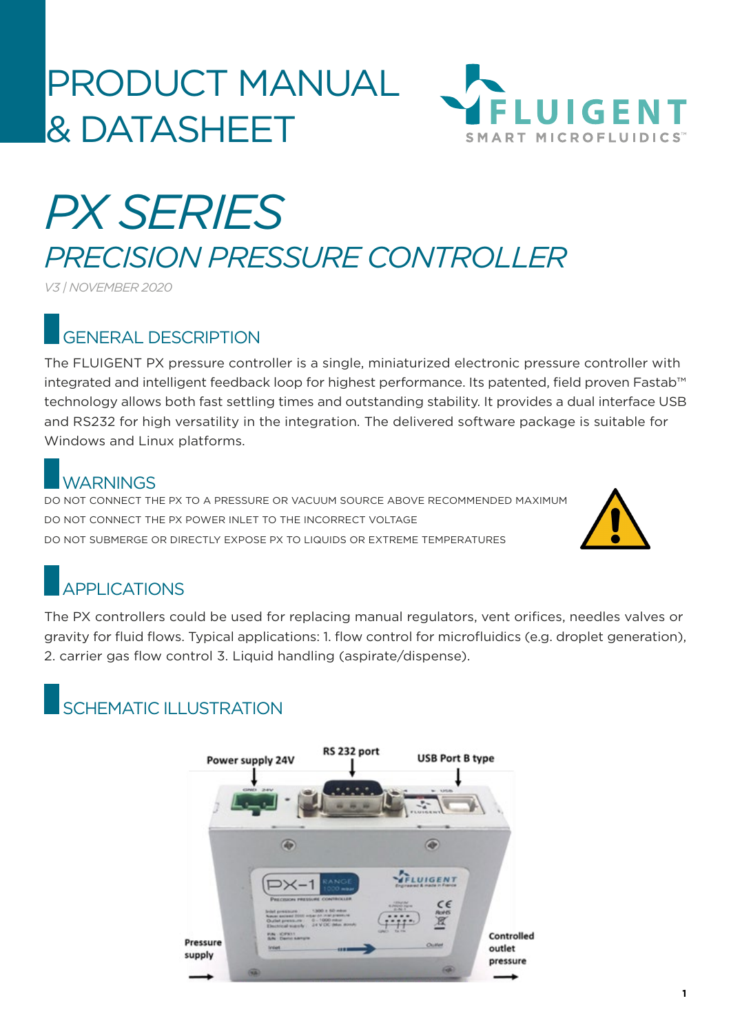# PRODUCT MANUAL & DATASHEET

# *PX SERIES*

## *PRECISION PRESSURE CONTROLLER*

*V3 | NOVEMBER 2020*

## GENERAL DESCRIPTION

The FLUIGENT PX pressure controller is a single, miniaturized electronic pressure controller with integrated and intelligent feedback loop for highest performance. Its patented, field proven Fastab™ technology allows both fast settling times and outstanding stability. It provides a dual interface USB and RS232 for high versatility in the integration. The delivered software package is suitable for Windows and Linux platforms.

## WARNINGS

DO NOT CONNECT THE PX TO A PRESSURE OR VACUUM SOURCE ABOVE RECOMMENDED MAXIMUM

DO NOT CONNECT THE PX POWER INLET TO THE INCORRECT VOLTAGE

DO NOT SUBMERGE OR DIRECTLY EXPOSE PX TO LIQUIDS OR EXTREME TEMPERATURES

## APPLICATIONS

The PX controllers could be used for replacing manual regulators, vent orifices, needles valves or gravity for fluid flows. Typical applications: 1. flow control for microfluidics (e.g. droplet generation), 2. carrier gas flow control 3. Liquid handling (aspirate/dispense).

## SCHEMATIC ILLUSTRATION

Power supply 24V

RS 232 port

USB Port B type

Pressure supply

Controlled outlet pressure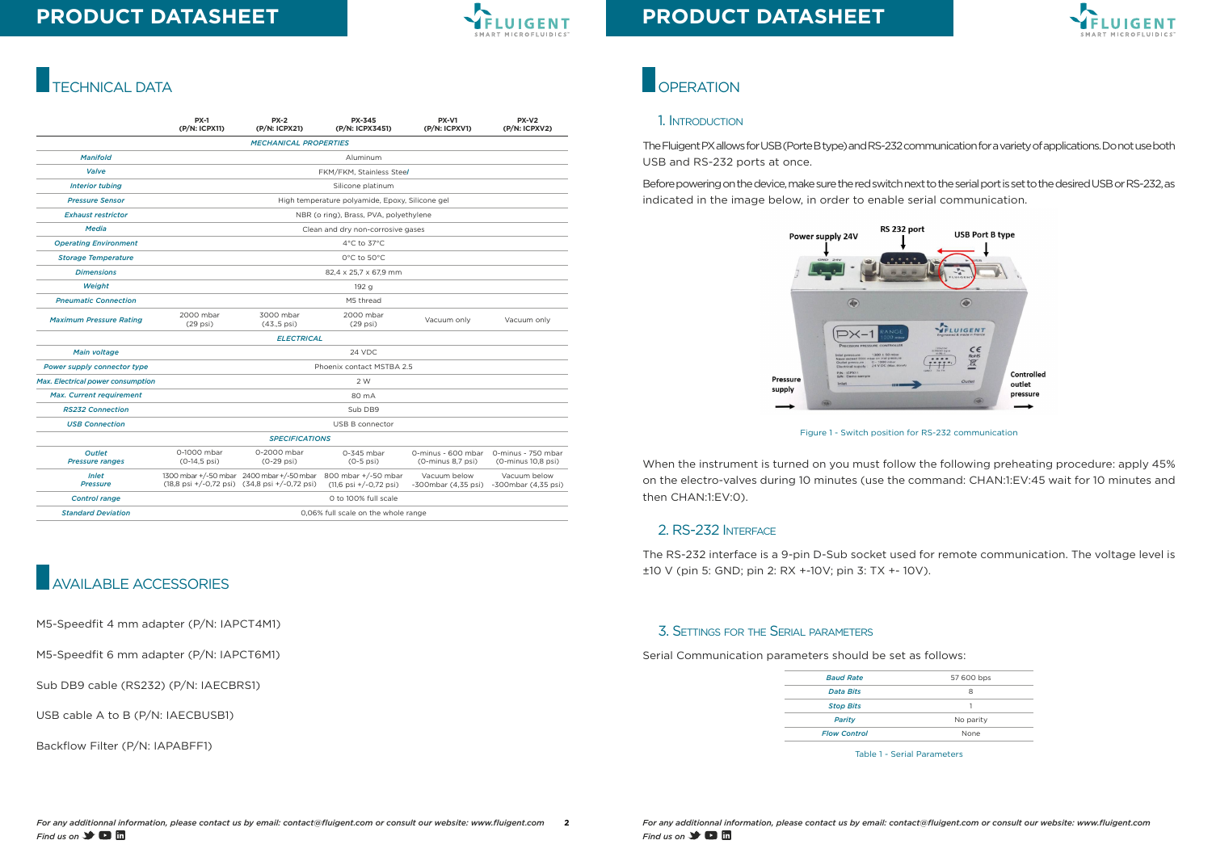# TECHNICAL DATA

| | PX-1 (P/N: ICPX11) | PX-2 (P/N: ICPX21) | PX-345 (P/N: ICPX3451) | PX-V1 (P/N: ICPXV1) | PX-V2 (P/N: ICPXV2) |
|---|---|---|---|---|---|
| *MECHANICAL PROPERTIES* | | | | | |
| *Manifold* | Aluminum | | | | |
| *Valve* | FKM/FKM, Stainless Steel | | | | |
| *Interior tubing* | Silicone platinum | | | | |
| *Pressure Sensor* | High temperature polyamide, Epoxy, Silicone gel | | | | |
| *Exhaust restrictor* | NBR (o ring), Brass, PVA, polyethylene | | | | |
| *Media* | Clean and dry non-corrosive gases | | | | |
| *Operating Environment* | 4°C to 37°C | | | | |
| *Storage Temperature* | 0°C to 50°C | | | | |
| *Dimensions* | 82,4 x 25,7 x 67,9 mm | | | | |
| *Weight* | 192 g | | | | |
| *Pneumatic Connection* | M5 thread | | | | |
| *Maximum Pressure Rating* | 2000 mbar (29 psi) | 3000 mbar (43,.5 psi) | 2000 mbar (29 psi) | Vacuum only | Vacuum only |
| *ELECTRICAL* | | | | | |
| *Main voltage* | 24 VDC | | | | |
| *Power supply connector type* | Phoenix contact MSTBA 2.5 | | | | |
| *Max. Electrical power consumption* | 2 W | | | | |
| *Max. Current requirement* | 80 mA | | | | |
| *RS232 Connection* | Sub DB9 | | | | |
| *USB Connection* | USB B connector | | | | |
| *SPECIFICATIONS* | | | | | |
| *Outlet Pressure ranges* | 0-1000 mbar (0-14,5 psi) | 0-2000 mbar (0-29 psi) | 0-345 mbar (0-5 psi) | 0-minus - 600 mbar (0-minus 8,7 psi) | 0-minus - 750 mbar (0-minus 10,8 psi) |
| *Inlet Pressure* | 1300 mbar +/-50 mbar (18,8 psi +/-0,72 psi) | 2400 mbar +/-50 mbar (34,8 psi +/-0,72 psi) | 800 mbar +/-50 mbar (11,6 psi +/-0,72 psi) | Vacuum below -300mbar (4,35 psi) | Vacuum below -300mbar (4,35 psi) |
| *Control range* | 0 to 100% full scale | | | | |
| *Standard Deviation* | 0,06% full scale on the whole range | | | | |

# AVAILABLE ACCESSORIES

M5-Speedfit 4 mm adapter (P/N: IAPCT4M1)

M5-Speedfit 6 mm adapter (P/N: IAPCT6M1)

Sub DB9 cable (RS232) (P/N: IAECBRS1)

USB cable A to B (P/N: IAECBUSB1)

Backflow Filter (P/N: IAPABFF1)

# OPERATION

## 1. Introduction

The Fluigent PX allows for USB (Porte B type) and RS-232 communication for a variety of applications. Do not use both USB and RS-232 ports at once.

Before powering on the device, make sure the red switch next to the serial port is set to the desired USB or RS-232, as indicated in the image below, in order to enable serial communication.

Figure 1 - Switch position for RS-232 communication

When the instrument is turned on you must follow the following preheating procedure: apply 45% on the electro-valves during 10 minutes (use the command: CHAN:1:EV:45 wait for 10 minutes and then CHAN:1:EV:0).

## 2. RS-232 Interface

The RS-232 interface is a 9-pin D-Sub socket used for remote communication. The voltage level is ±10 V (pin 5: GND; pin 2: RX +-10V; pin 3: TX +- 10V).

## 3. Settings for the Serial Parameters

Serial Communication parameters should be set as follows:

| | |
|---|---|
| *Baud Rate* | 57 600 bps |
| *Data Bits* | 8 |
| *Stop Bits* | 1 |
| *Parity* | No parity |
| *Flow Control* | None |

Table 1 - Serial Parameters

*For any additionnal information, please contact us by email: contact@fluigent.com or consult our website: www.fluigent.com*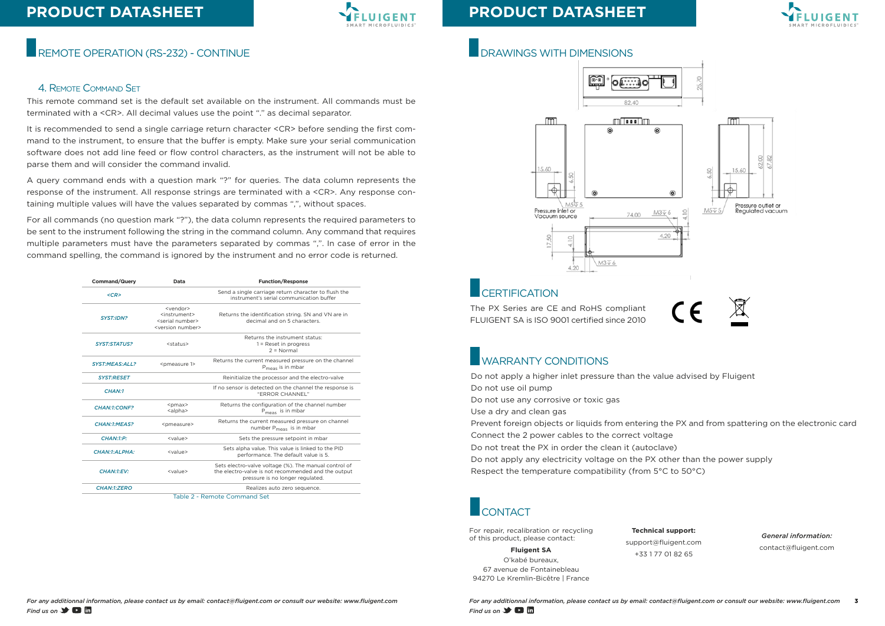## REMOTE OPERATION (RS-232) - CONTINUE

### 4. Remote Command Set

This remote command set is the default set available on the instrument. All commands must be terminated with a <CR>. All decimal values use the point "." as decimal separator.

It is recommended to send a single carriage return character <CR> before sending the first command to the instrument, to ensure that the buffer is empty. Make sure your serial communication software does not add line feed or flow control characters, as the instrument will not be able to parse them and will consider the command invalid.

A query command ends with a question mark "?" for queries. The data column represents the response of the instrument. All response strings are terminated with a <CR>. Any response containing multiple values will have the values separated by commas ",", without spaces.

For all commands (no question mark "?"), the data column represents the required parameters to be sent to the instrument following the string in the command column. Any command that requires multiple parameters must have the parameters separated by commas ",". In case of error in the command spelling, the command is ignored by the instrument and no error code is returned.

| Command/Query | Data | Function/Response |
|---|---|---|
| *<CR>* | | Send a single carriage return character to flush the instrument's serial communication buffer |
| *SYST:IDN?* | <vendor> <instrument> <serial number> <version number> | Returns the identification string. SN and VN are in decimal and on 5 characters. |
| *SYST:STATUS?* | <status> | Returns the instrument status: 1 = Reset in progress 2 = Normal |
| *SYST:MEAS:ALL?* | <pmeasure 1> | Returns the current measured pressure on the channel $P_{meas}$ is in mbar |
| *SYST:RESET* | | Reinitialize the processor and the electro-valve |
| *CHAN:1* | | If no sensor is detected on the channel the response is "ERROR CHANNEL" |
| *CHAN:1:CONF?* | <pmax> <alpha> | Returns the configuration of the channel number $P_{meas}$ is in mbar |
| *CHAN:1:MEAS?* | <pmeasure> | Returns the current measured pressure on channel number $P_{meas}$ is in mbar |
| *CHAN:1:P:* | <value> | Sets the pressure setpoint in mbar |
| *CHAN:1:ALPHA:* | <value> | Sets alpha value. This value is linked to the PID performance. The default value is 5. |
| *CHAN:1:EV:* | <value> | Sets electro-valve voltage (%). The manual control of the electro-valve is not recommended and the output pressure is no longer regulated. |
| *CHAN:1:ZERO* | | Realizes auto zero sequence. |

Table 2 - Remote Command Set

## DRAWINGS WITH DIMENSIONS

25.70
82.40
15.60
6.50
M5∓5
Pressure inlet or Vacuum source
74.00
M3∓6
4.10
6.50
15.60
62.00
67.82
M5∓5
Pressure outlet or Regulated vacuum
17.50
4.10
4.20
4.20
M3∓6

## CERTIFICATION

The PX Series are CE and RoHS compliant
FLUIGENT SA is ISO 9001 certified since 2010

## WARRANTY CONDITIONS

Do not apply a higher inlet pressure than the value advised by Fluigent
Do not use oil pump
Do not use any corrosive or toxic gas
Use a dry and clean gas
Prevent foreign objects or liquids from entering the PX and from spattering on the electronic card
Connect the 2 power cables to the correct voltage
Do not treat the PX in order the clean it (autoclave)
Do not apply any electricity voltage on the PX other than the power supply
Respect the temperature compatibility (from 5°C to 50°C)

## CONTACT

For repair, recalibration or recycling of this product, please contact:

**Fluigent SA**
O'kabé bureaux,
67 avenue de Fontainebleau
94270 Le Kremlin-Bicêtre | France

**Technical support:**
support@fluigent.com
+33 1 77 01 82 65

***General information:***
contact@fluigent.com